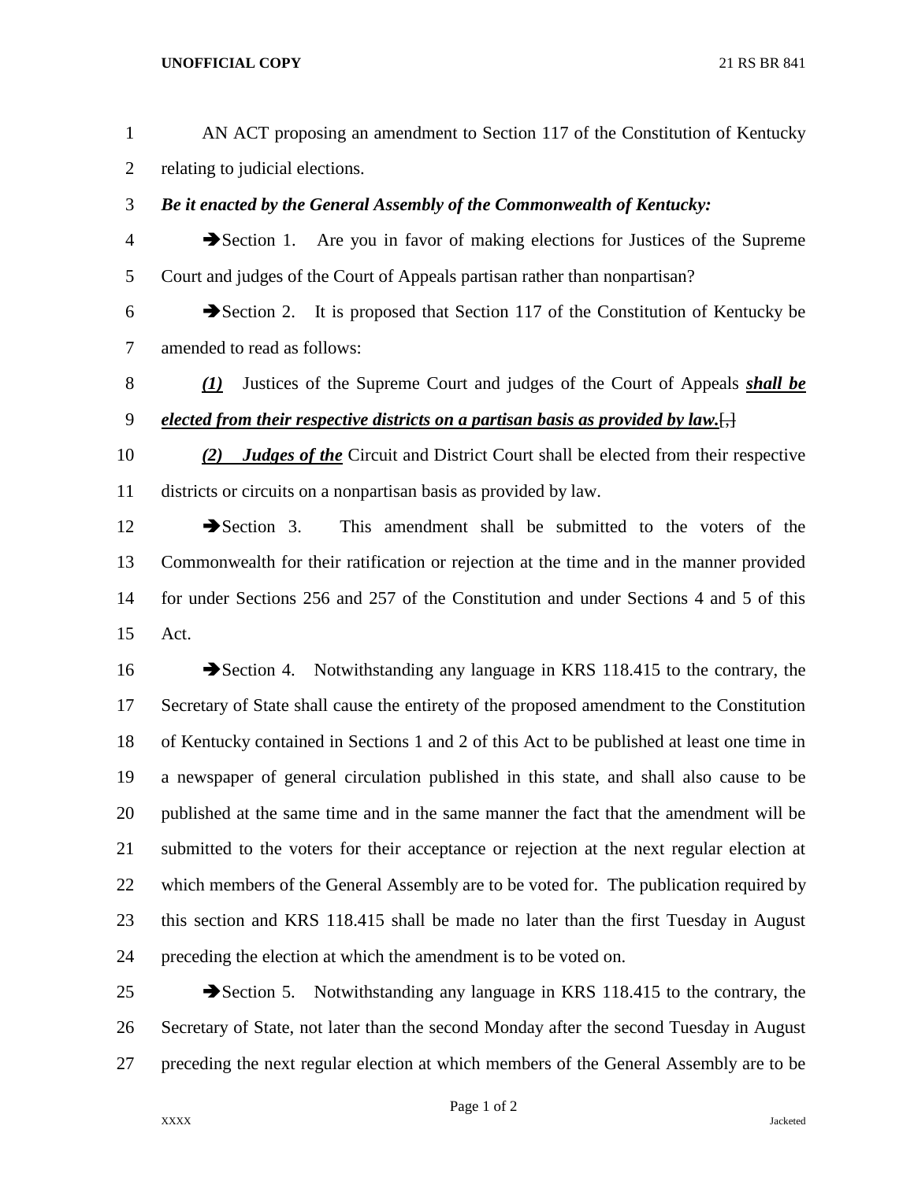AN ACT proposing an amendment to Section 117 of the Constitution of Kentucky relating to judicial elections.

***Be it enacted by the General Assembly of the Commonwealth of Kentucky:***

➔Section 1. Are you in favor of making elections for Justices of the Supreme Court and judges of the Court of Appeals partisan rather than nonpartisan?

➔Section 2. It is proposed that Section 117 of the Constitution of Kentucky be amended to read as follows:

***(1)*** Justices of the Supreme Court and judges of the Court of Appeals ***shall be elected from their respective districts on a partisan basis as provided by law.***~~[,]~~

***(2) Judges of the*** Circuit and District Court shall be elected from their respective districts or circuits on a nonpartisan basis as provided by law.

➔Section 3. This amendment shall be submitted to the voters of the Commonwealth for their ratification or rejection at the time and in the manner provided for under Sections 256 and 257 of the Constitution and under Sections 4 and 5 of this Act.

➔Section 4. Notwithstanding any language in KRS 118.415 to the contrary, the Secretary of State shall cause the entirety of the proposed amendment to the Constitution of Kentucky contained in Sections 1 and 2 of this Act to be published at least one time in a newspaper of general circulation published in this state, and shall also cause to be published at the same time and in the same manner the fact that the amendment will be submitted to the voters for their acceptance or rejection at the next regular election at which members of the General Assembly are to be voted for. The publication required by this section and KRS 118.415 shall be made no later than the first Tuesday in August preceding the election at which the amendment is to be voted on.

➔Section 5. Notwithstanding any language in KRS 118.415 to the contrary, the Secretary of State, not later than the second Monday after the second Tuesday in August preceding the next regular election at which members of the General Assembly are to be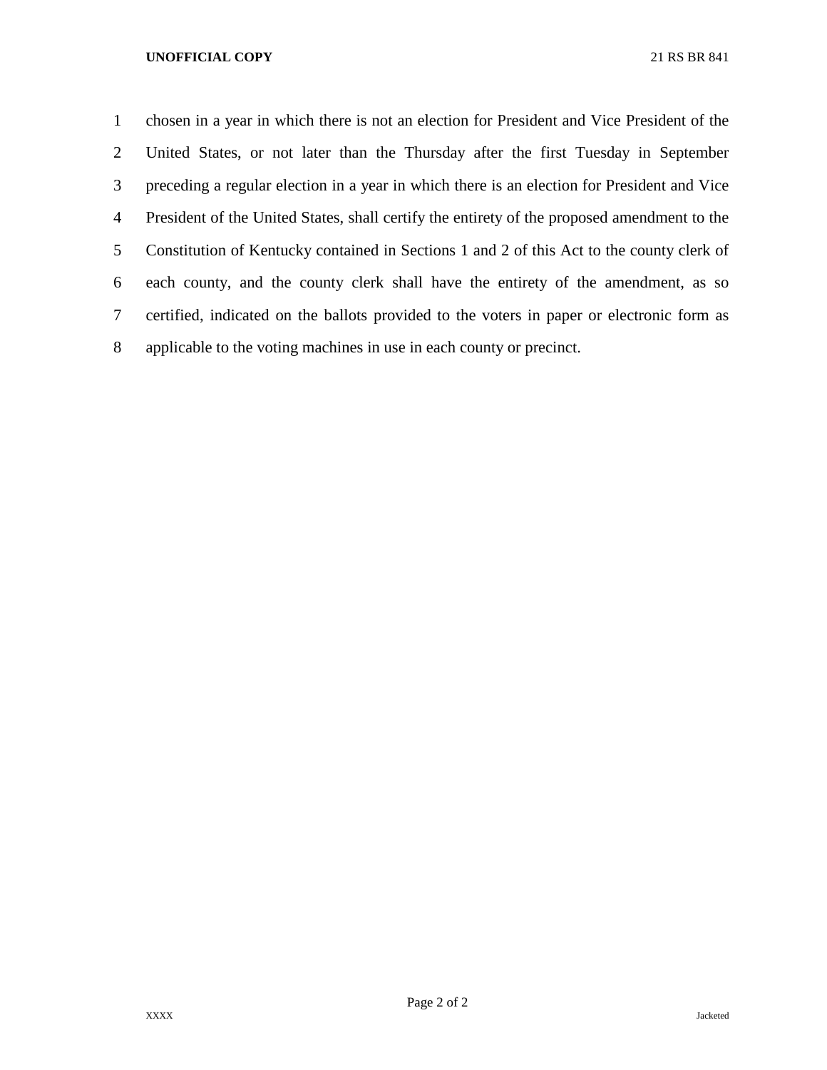chosen in a year in which there is not an election for President and Vice President of the United States, or not later than the Thursday after the first Tuesday in September preceding a regular election in a year in which there is an election for President and Vice President of the United States, shall certify the entirety of the proposed amendment to the Constitution of Kentucky contained in Sections 1 and 2 of this Act to the county clerk of each county, and the county clerk shall have the entirety of the amendment, as so certified, indicated on the ballots provided to the voters in paper or electronic form as applicable to the voting machines in use in each county or precinct.